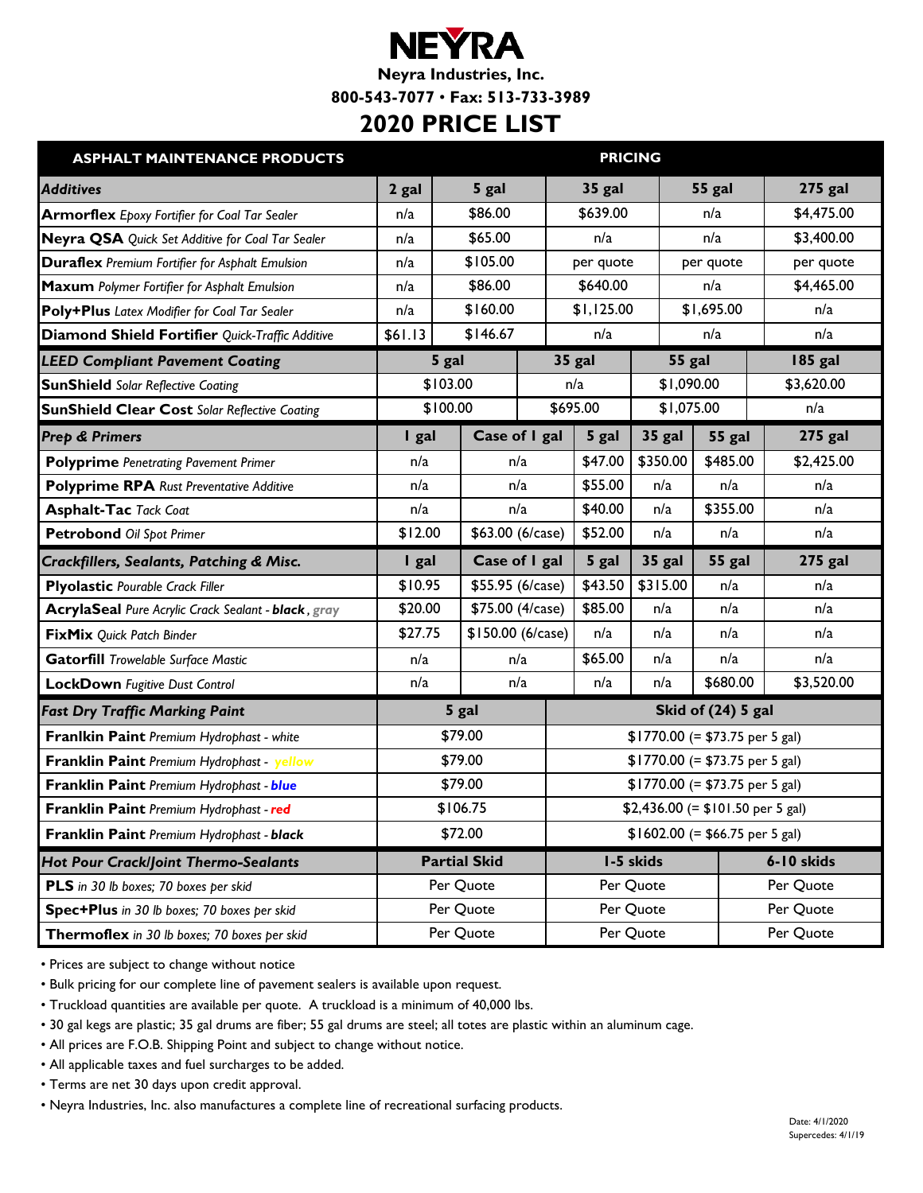# NEYRA

**Neyra Industries, Inc.**

**800-543-7077 • Fax: 513-733-3989**

# 2020 PRICE LIST

| ASPHALT MAINTENANCE PRODUCTS | PRICING | | | | |
|---|---|---|---|---|---|
| ***Additives*** | **2 gal** | **5 gal** | **35 gal** | **55 gal** | **275 gal** |
| **Armorflex** *Epoxy Fortifier for Coal Tar Sealer* | n/a | $86.00 | $639.00 | n/a | $4,475.00 |
| **Neyra QSA** *Quick Set Additive for Coal Tar Sealer* | n/a | $65.00 | n/a | n/a | $3,400.00 |
| **Duraflex** *Premium Fortifier for Asphalt Emulsion* | n/a | $105.00 | per quote | per quote | per quote |
| **Maxum** *Polymer Fortifier for Asphalt Emulsion* | n/a | $86.00 | $640.00 | n/a | $4,465.00 |
| **Poly+Plus** *Latex Modifier for Coal Tar Sealer* | n/a | $160.00 | $1,125.00 | $1,695.00 | n/a |
| **Diamond Shield Fortifier** *Quick-Traffic Additive* | $61.13 | $146.67 | n/a | n/a | n/a |

| ***LEED Compliant Pavement Coating*** | **5 gal** | **35 gal** | **55 gal** | **185 gal** |
|---|---|---|---|---|
| **SunShield** *Solar Reflective Coating* | $103.00 | n/a | $1,090.00 | $3,620.00 |
| **SunShield Clear Cost** *Solar Reflective Coating* | $100.00 | $695.00 | $1,075.00 | n/a |

| ***Prep & Primers*** | **1 gal** | **Case of 1 gal** | **5 gal** | **35 gal** | **55 gal** | **275 gal** |
|---|---|---|---|---|---|---|
| **Polyprime** *Penetrating Pavement Primer* | n/a | n/a | $47.00 | $350.00 | $485.00 | $2,425.00 |
| **Polyprime RPA** *Rust Preventative Additive* | n/a | n/a | $55.00 | n/a | n/a | n/a |
| **Asphalt-Tac** *Tack Coat* | n/a | n/a | $40.00 | n/a | $355.00 | n/a |
| **Petrobond** *Oil Spot Primer* | $12.00 | $63.00 (6/case) | $52.00 | n/a | n/a | n/a |
| ***Crackfillers, Sealants, Patching & Misc.*** | **1 gal** | **Case of 1 gal** | **5 gal** | **35 gal** | **55 gal** | **275 gal** |
| **Plyolastic** *Pourable Crack Filler* | $10.95 | $55.95 (6/case) | $43.50 | $315.00 | n/a | n/a |
| **AcrylaSeal** *Pure Acrylic Crack Sealant -* ***black***, ***gray*** | $20.00 | $75.00 (4/case) | $85.00 | n/a | n/a | n/a |
| **FixMix** *Quick Patch Binder* | $27.75 | $150.00 (6/case) | n/a | n/a | n/a | n/a |
| **Gatorfill** *Trowelable Surface Mastic* | n/a | n/a | $65.00 | n/a | n/a | n/a |
| **LockDown** *Fugitive Dust Control* | n/a | n/a | n/a | n/a | $680.00 | $3,520.00 |

| ***Fast Dry Traffic Marking Paint*** | **5 gal** | **Skid of (24) 5 gal** |
|---|---|---|
| **Franlkin Paint** *Premium Hydrophast - white* | $79.00 | $1770.00 (= $73.75 per 5 gal) |
| **Franklin Paint** *Premium Hydrophast - yellow* | $79.00 | $1770.00 (= $73.75 per 5 gal) |
| **Franklin Paint** *Premium Hydrophast -* ***blue*** | $79.00 | $1770.00 (= $73.75 per 5 gal) |
| **Franklin Paint** *Premium Hydrophast -* ***red*** | $106.75 | $2,436.00 (= $101.50 per 5 gal) |
| **Franklin Paint** *Premium Hydrophast -* ***black*** | $72.00 | $1602.00 (= $66.75 per 5 gal) |

| ***Hot Pour Crack/Joint Thermo-Sealants*** | **Partial Skid** | **1-5 skids** | **6-10 skids** |
|---|---|---|---|
| **PLS** *in 30 lb boxes; 70 boxes per skid* | Per Quote | Per Quote | Per Quote |
| **Spec+Plus** *in 30 lb boxes; 70 boxes per skid* | Per Quote | Per Quote | Per Quote |
| **Thermoflex** *in 30 lb boxes; 70 boxes per skid* | Per Quote | Per Quote | Per Quote |

- Prices are subject to change without notice
- Bulk pricing for our complete line of pavement sealers is available upon request.
- Truckload quantities are available per quote. A truckload is a minimum of 40,000 lbs.
- 30 gal kegs are plastic; 35 gal drums are fiber; 55 gal drums are steel; all totes are plastic within an aluminum cage.
- All prices are F.O.B. Shipping Point and subject to change without notice.
- All applicable taxes and fuel surcharges to be added.
- Terms are net 30 days upon credit approval.
- Neyra Industries, Inc. also manufactures a complete line of recreational surfacing products.

Date: 4/1/2020
Supercedes: 4/1/19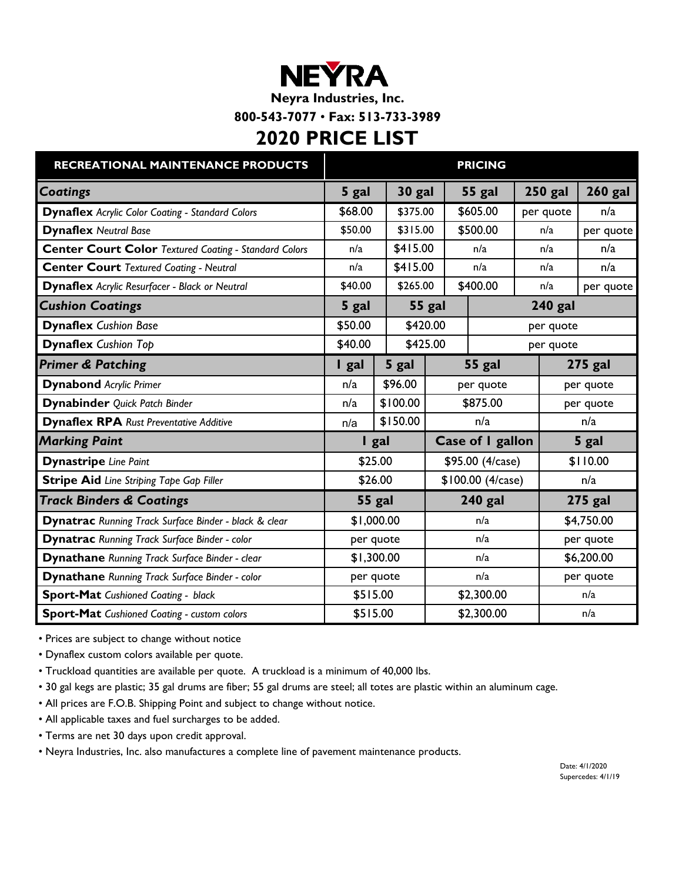# NEYRA

**Neyra Industries, Inc.**

**800-543-7077 • Fax: 513-733-3989**

## 2020 PRICE LIST

| RECREATIONAL MAINTENANCE PRODUCTS | PRICING | | | | |
|---|---|---|---|---|---|
| ***Coatings*** | **5 gal** | **30 gal** | **55 gal** | **250 gal** | **260 gal** |
| **Dynaflex** *Acrylic Color Coating - Standard Colors* | $68.00 | $375.00 | $605.00 | per quote | n/a |
| **Dynaflex** *Neutral Base* | $50.00 | $315.00 | $500.00 | n/a | per quote |
| **Center Court Color** *Textured Coating - Standard Colors* | n/a | $415.00 | n/a | n/a | n/a |
| **Center Court** *Textured Coating - Neutral* | n/a | $415.00 | n/a | n/a | n/a |
| **Dynaflex** *Acrylic Resurfacer - Black or Neutral* | $40.00 | $265.00 | $400.00 | n/a | per quote |

| ***Cushion Coatings*** | **5 gal** | **55 gal** | **240 gal** |
|---|---|---|---|
| **Dynaflex** *Cushion Base* | $50.00 | $420.00 | per quote |
| **Dynaflex** *Cushion Top* | $40.00 | $425.00 | per quote |

| ***Primer & Patching*** | **1 gal** | **5 gal** | **55 gal** | **275 gal** |
|---|---|---|---|---|
| **Dynabond** *Acrylic Primer* | n/a | $96.00 | per quote | per quote |
| **Dynabinder** *Quick Patch Binder* | n/a | $100.00 | $875.00 | per quote |
| **Dynaflex RPA** *Rust Preventative Additive* | n/a | $150.00 | n/a | n/a |

| ***Marking Paint*** | **1 gal** | **Case of 1 gallon** | **5 gal** |
|---|---|---|---|
| **Dynastripe** *Line Paint* | $25.00 | $95.00 (4/case) | $110.00 |
| **Stripe Aid** *Line Striping Tape Gap Filler* | $26.00 | $100.00 (4/case) | n/a |

| ***Track Binders & Coatings*** | **55 gal** | **240 gal** | **275 gal** |
|---|---|---|---|
| **Dynatrac** *Running Track Surface Binder - black & clear* | $1,000.00 | n/a | $4,750.00 |
| **Dynatrac** *Running Track Surface Binder - color* | per quote | n/a | per quote |
| **Dynathane** *Running Track Surface Binder - clear* | $1,300.00 | n/a | $6,200.00 |
| **Dynathane** *Running Track Surface Binder - color* | per quote | n/a | per quote |
| **Sport-Mat** *Cushioned Coating - black* | $515.00 | $2,300.00 | n/a |
| **Sport-Mat** *Cushioned Coating - custom colors* | $515.00 | $2,300.00 | n/a |

- Prices are subject to change without notice
- Dynaflex custom colors available per quote.
- Truckload quantities are available per quote. A truckload is a minimum of 40,000 lbs.
- 30 gal kegs are plastic; 35 gal drums are fiber; 55 gal drums are steel; all totes are plastic within an aluminum cage.
- All prices are F.O.B. Shipping Point and subject to change without notice.
- All applicable taxes and fuel surcharges to be added.
- Terms are net 30 days upon credit approval.
- Neyra Industries, Inc. also manufactures a complete line of pavement maintenance products.

Date: 4/1/2020
Supercedes: 4/1/19